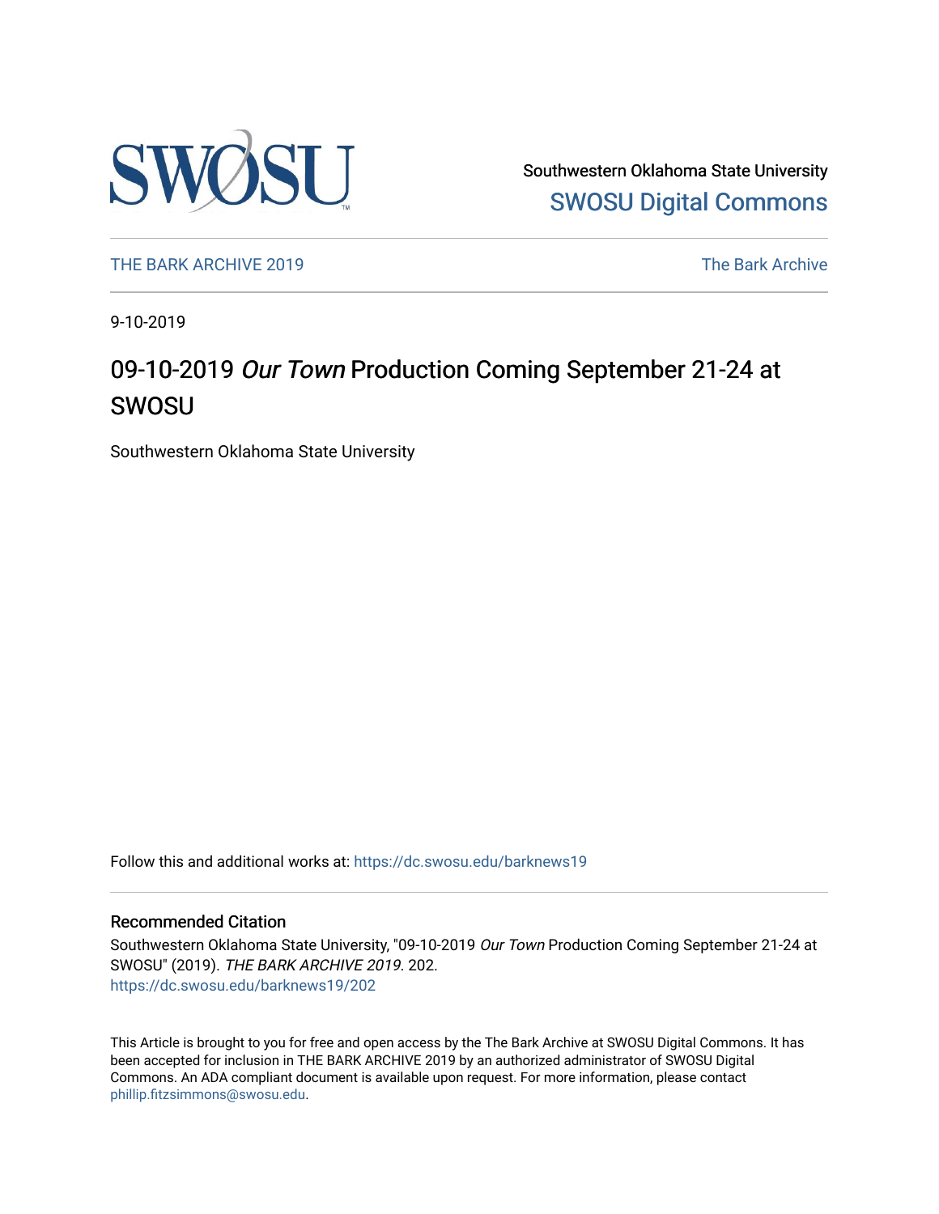Southwestern Oklahoma State University

SWOSU Digital Commons

THE BARK ARCHIVE 2019

The Bark Archive

9-10-2019

# 09-10-2019 *Our Town* Production Coming September 21-24 at SWOSU

Southwestern Oklahoma State University

Follow this and additional works at: https://dc.swosu.edu/barknews19

## Recommended Citation

Southwestern Oklahoma State University, "09-10-2019 *Our Town* Production Coming September 21-24 at SWOSU" (2019). *THE BARK ARCHIVE 2019*. 202.
https://dc.swosu.edu/barknews19/202

This Article is brought to you for free and open access by the The Bark Archive at SWOSU Digital Commons. It has been accepted for inclusion in THE BARK ARCHIVE 2019 by an authorized administrator of SWOSU Digital Commons. An ADA compliant document is available upon request. For more information, please contact phillip.fitzsimmons@swosu.edu.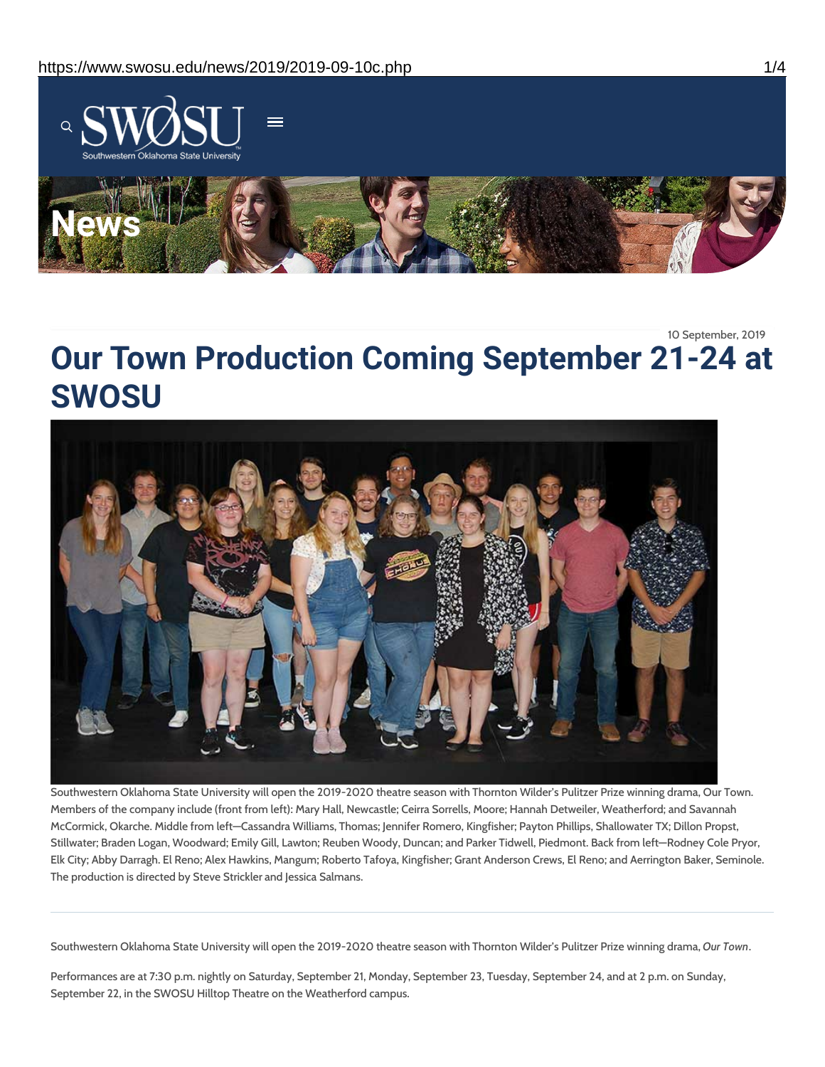10 September, 2019

# Our Town Production Coming September 21-24 at SWOSU

Southwestern Oklahoma State University will open the 2019-2020 theatre season with Thornton Wilder's Pulitzer Prize winning drama, Our Town. Members of the company include (front from left): Mary Hall, Newcastle; Ceirra Sorrells, Moore; Hannah Detweiler, Weatherford; and Savannah McCormick, Okarche. Middle from left—Cassandra Williams, Thomas; Jennifer Romero, Kingfisher; Payton Phillips, Shallowater TX; Dillon Propst, Stillwater; Braden Logan, Woodward; Emily Gill, Lawton; Reuben Woody, Duncan; and Parker Tidwell, Piedmont. Back from left—Rodney Cole Pryor, Elk City; Abby Darragh. El Reno; Alex Hawkins, Mangum; Roberto Tafoya, Kingfisher; Grant Anderson Crews, El Reno; and Aerrington Baker, Seminole. The production is directed by Steve Strickler and Jessica Salmans.

---

Southwestern Oklahoma State University will open the 2019-2020 theatre season with Thornton Wilder's Pulitzer Prize winning drama, *Our Town*.

Performances are at 7:30 p.m. nightly on Saturday, September 21, Monday, September 23, Tuesday, September 24, and at 2 p.m. on Sunday, September 22, in the SWOSU Hilltop Theatre on the Weatherford campus.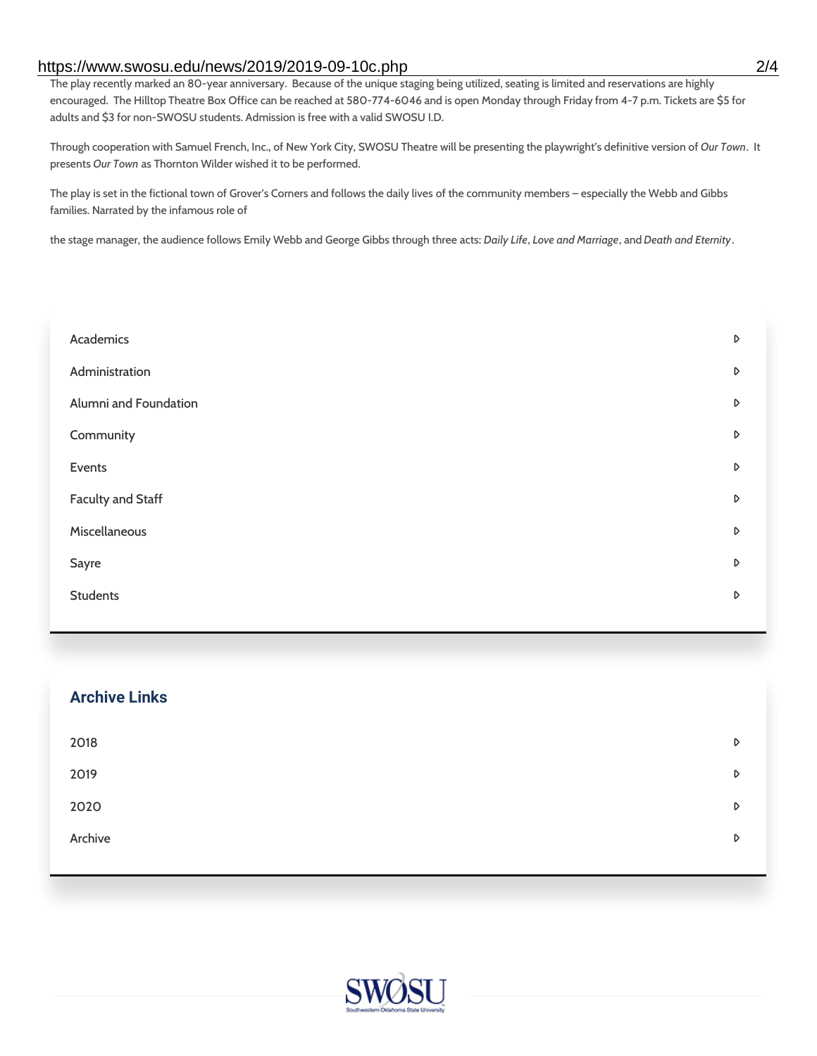The play recently marked an 80-year anniversary. Because of the unique staging being utilized, seating is limited and reservations are highly encouraged. The Hilltop Theatre Box Office can be reached at 580-774-6046 and is open Monday through Friday from 4-7 p.m. Tickets are $5 for adults and $3 for non-SWOSU students. Admission is free with a valid SWOSU I.D.

Through cooperation with Samuel French, Inc., of New York City, SWOSU Theatre will be presenting the playwright's definitive version of *Our Town*. It presents *Our Town* as Thornton Wilder wished it to be performed.

The play is set in the fictional town of Grover's Corners and follows the daily lives of the community members – especially the Webb and Gibbs families. Narrated by the infamous role of

the stage manager, the audience follows Emily Webb and George Gibbs through three acts: *Daily Life*, *Love and Marriage*, and *Death and Eternity*.

- Academics
- Administration
- Alumni and Foundation
- Community
- Events
- Faculty and Staff
- Miscellaneous
- Sayre
- Students

## Archive Links

- 2018
- 2019
- 2020
- Archive

SWOSU

Southwestern Oklahoma State University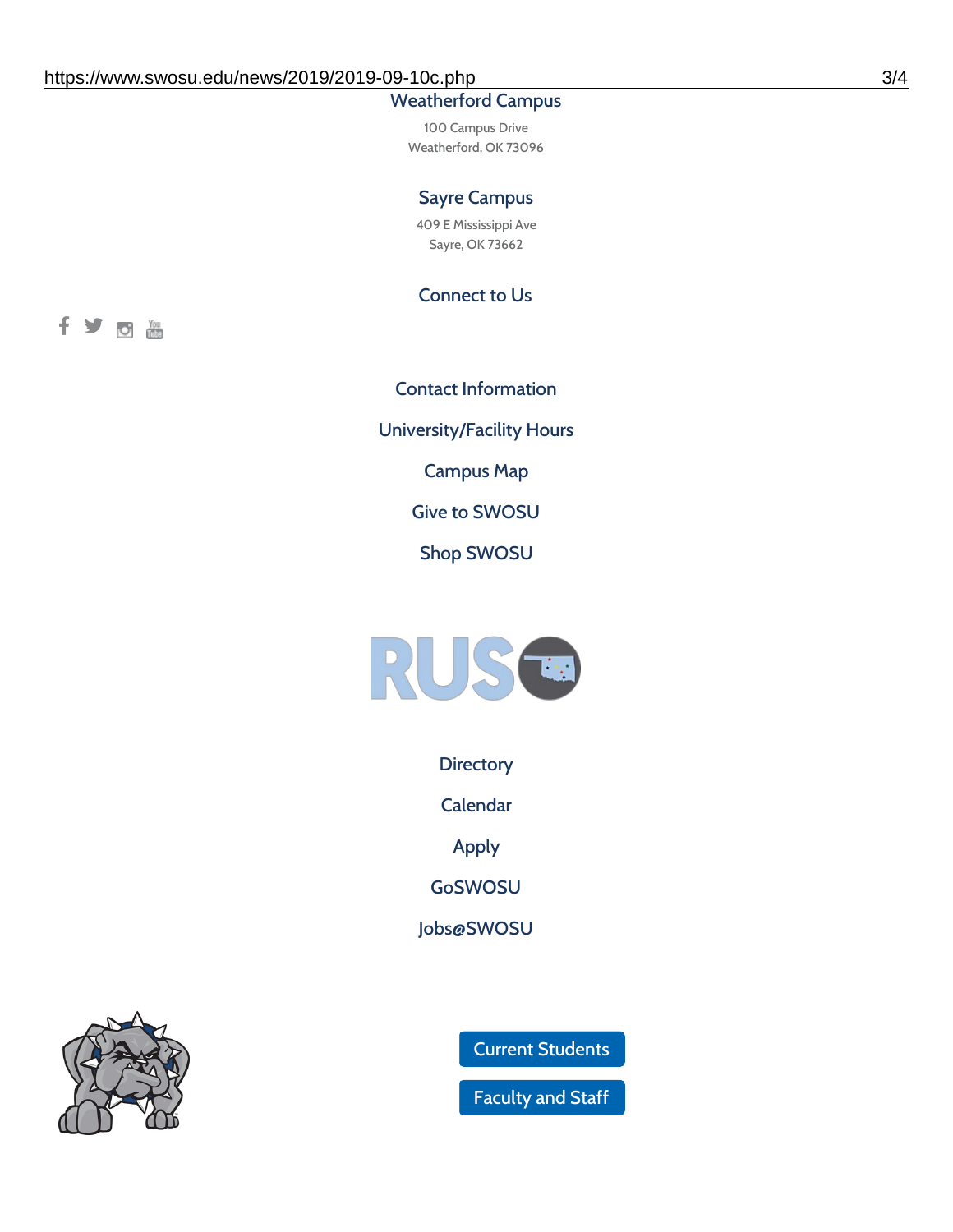## Weatherford Campus

100 Campus Drive
Weatherford, OK 73096

## Sayre Campus

409 E Mississippi Ave
Sayre, OK 73662

## Connect to Us

Contact Information

University/Facility Hours

Campus Map

Give to SWOSU

Shop SWOSU

Directory

Calendar

Apply

GoSWOSU

Jobs@SWOSU

Current Students

Faculty and Staff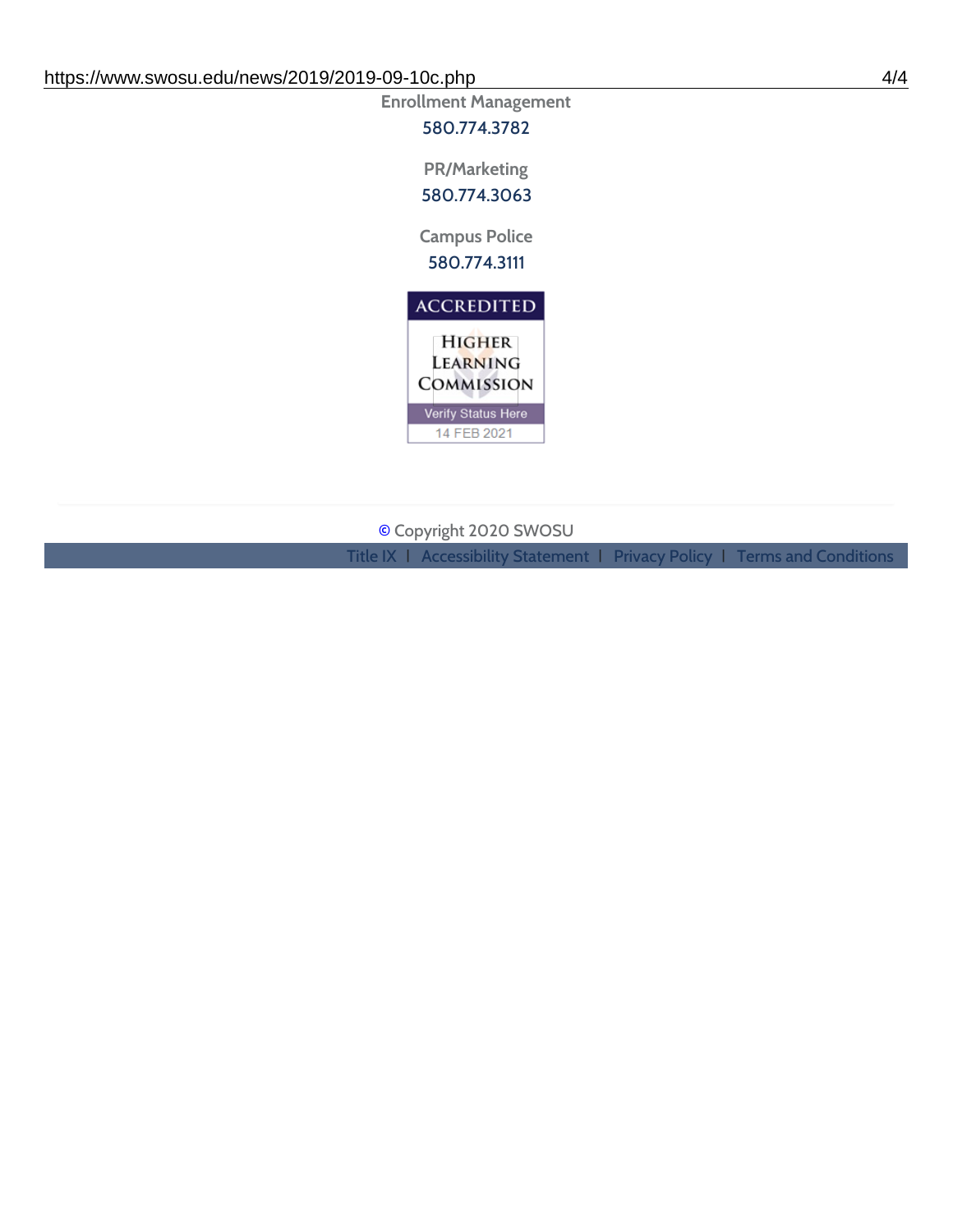Enrollment Management

580.774.3782

PR/Marketing

580.774.3063

Campus Police

580.774.3111

ACCREDITED

HIGHER LEARNING COMMISSION

Verify Status Here

14 FEB 2021

© Copyright 2020 SWOSU

Title IX | Accessibility Statement | Privacy Policy | Terms and Conditions